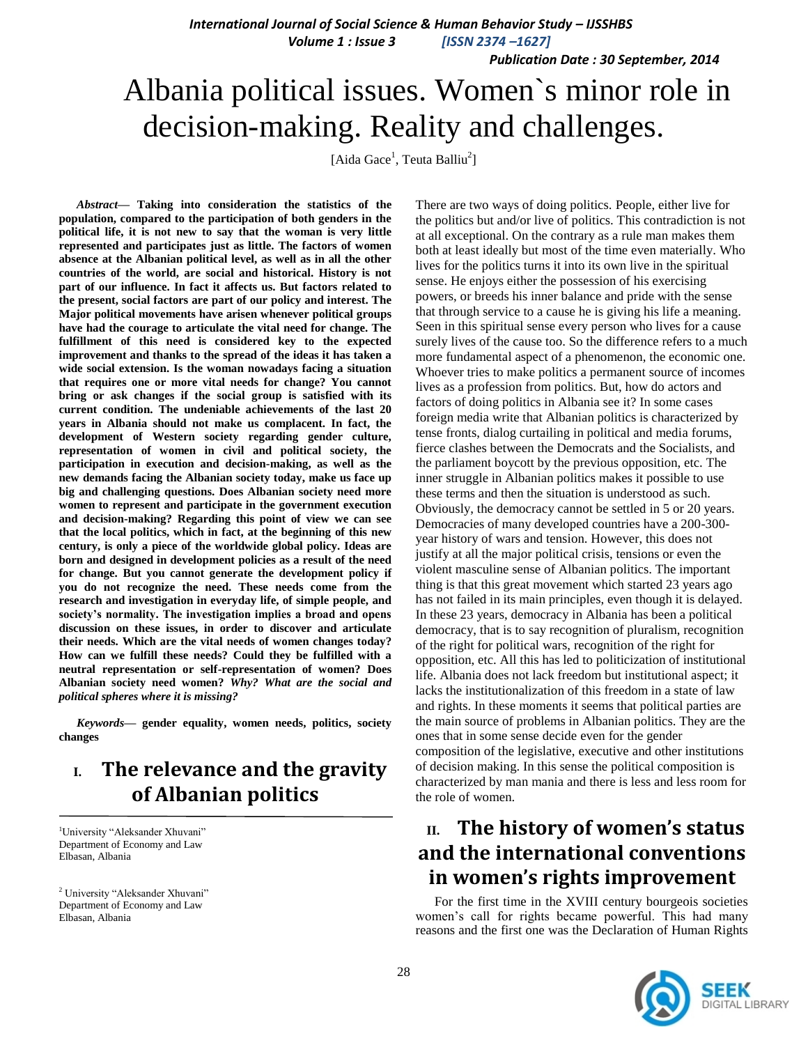# Albania political issues. Women`s minor role in decision-making. Reality and challenges.

[Aida Gace[1], Teuta Balliu[2]]

***Abstract*— Taking into consideration the statistics of the population, compared to the participation of both genders in the political life, it is not new to say that the woman is very little represented and participates just as little. The factors of women absence at the Albanian political level, as well as in all the other countries of the world, are social and historical. History is not part of our influence. In fact it affects us. But factors related to the present, social factors are part of our policy and interest. The Major political movements have arisen whenever political groups have had the courage to articulate the vital need for change. The fulfillment of this need is considered key to the expected improvement and thanks to the spread of the ideas it has taken a wide social extension. Is the woman nowadays facing a situation that requires one or more vital needs for change? You cannot bring or ask changes if the social group is satisfied with its current condition. The undeniable achievements of the last 20 years in Albania should not make us complacent. In fact, the development of Western society regarding gender culture, representation of women in civil and political society, the participation in execution and decision-making, as well as the new demands facing the Albanian society today, make us face up big and challenging questions. Does Albanian society need more women to represent and participate in the government execution and decision-making? Regarding this point of view we can see that the local politics, which in fact, at the beginning of this new century, is only a piece of the worldwide global policy. Ideas are born and designed in development policies as a result of the need for change. But you cannot generate the development policy if you do not recognize the need. These needs come from the research and investigation in everyday life, of simple people, and society's normality. The investigation implies a broad and opens discussion on these issues, in order to discover and articulate their needs. Which are the vital needs of women changes today? How can we fulfill these needs? Could they be fulfilled with a neutral representation or self-representation of women? Does Albanian society need women? *Why? What are the social and political spheres where it is missing?***

***Keywords*— gender equality, women needs, politics, society changes**

## I. The relevance and the gravity of Albanian politics

There are two ways of doing politics. People, either live for the politics but and/or live of politics. This contradiction is not at all exceptional. On the contrary as a rule man makes them both at least ideally but most of the time even materially. Who lives for the politics turns it into its own live in the spiritual sense. He enjoys either the possession of his exercising powers, or breeds his inner balance and pride with the sense that through service to a cause he is giving his life a meaning. Seen in this spiritual sense every person who lives for a cause surely lives of the cause too. So the difference refers to a much more fundamental aspect of a phenomenon, the economic one. Whoever tries to make politics a permanent source of incomes lives as a profession from politics. But, how do actors and factors of doing politics in Albania see it? In some cases foreign media write that Albanian politics is characterized by tense fronts, dialog curtailing in political and media forums, fierce clashes between the Democrats and the Socialists, and the parliament boycott by the previous opposition, etc. The inner struggle in Albanian politics makes it possible to use these terms and then the situation is understood as such. Obviously, the democracy cannot be settled in 5 or 20 years. Democracies of many developed countries have a 200-300-year history of wars and tension. However, this does not justify at all the major political crisis, tensions or even the violent masculine sense of Albanian politics. The important thing is that this great movement which started 23 years ago has not failed in its main principles, even though it is delayed. In these 23 years, democracy in Albania has been a political democracy, that is to say recognition of pluralism, recognition of the right for political wars, recognition of the right for opposition, etc. All this has led to politicization of institutional life. Albania does not lack freedom but institutional aspect; it lacks the institutionalization of this freedom in a state of law and rights. In these moments it seems that political parties are the main source of problems in Albanian politics. They are the ones that in some sense decide even for the gender composition of the legislative, executive and other institutions of decision making. In this sense the political composition is characterized by man mania and there is less and less room for the role of women.

## II. The history of women's status and the international conventions in women's rights improvement

For the first time in the XVIII century bourgeois societies women's call for rights became powerful. This had many reasons and the first one was the Declaration of Human Rights

---

[1]University "Aleksander Xhuvani"
Department of Economy and Law
Elbasan, Albania

[2] University "Aleksander Xhuvani"
Department of Economy and Law
Elbasan, Albania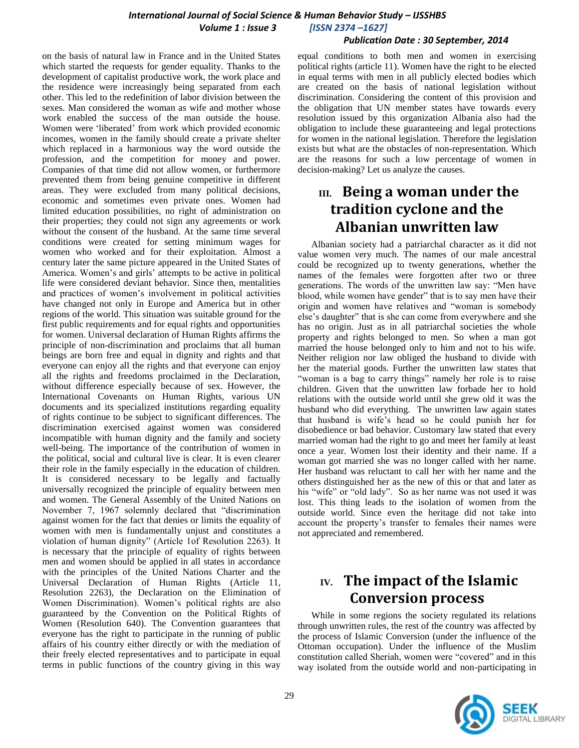on the basis of natural law in France and in the United States which started the requests for gender equality. Thanks to the development of capitalist productive work, the work place and the residence were increasingly being separated from each other. This led to the redefinition of labor division between the sexes. Man considered the woman as wife and mother whose work enabled the success of the man outside the house. Women were 'liberated' from work which provided economic incomes, women in the family should create a private shelter which replaced in a harmonious way the word outside the profession, and the competition for money and power. Companies of that time did not allow women, or furthermore prevented them from being genuine competitive in different areas. They were excluded from many political decisions, economic and sometimes even private ones. Women had limited education possibilities, no right of administration on their properties; they could not sign any agreements or work without the consent of the husband. At the same time several conditions were created for setting minimum wages for women who worked and for their exploitation. Almost a century later the same picture appeared in the United States of America. Women's and girls' attempts to be active in political life were considered deviant behavior. Since then, mentalities and practices of women's involvement in political activities have changed not only in Europe and America but in other regions of the world. This situation was suitable ground for the first public requirements and for equal rights and opportunities for women. Universal declaration of Human Rights affirms the principle of non-discrimination and proclaims that all human beings are born free and equal in dignity and rights and that everyone can enjoy all the rights and that everyone can enjoy all the rights and freedoms proclaimed in the Declaration, without difference especially because of sex. However, the International Covenants on Human Rights, various UN documents and its specialized institutions regarding equality of rights continue to be subject to significant differences. The discrimination exercised against women was considered incompatible with human dignity and the family and society well-being. The importance of the contribution of women in the political, social and cultural live is clear. It is even clearer their role in the family especially in the education of children. It is considered necessary to be legally and factually universally recognized the principle of equality between men and women. The General Assembly of the United Nations on November 7, 1967 solemnly declared that "discrimination against women for the fact that denies or limits the equality of women with men is fundamentally unjust and constitutes a violation of human dignity" (Article 1of Resolution 2263). It is necessary that the principle of equality of rights between men and women should be applied in all states in accordance with the principles of the United Nations Charter and the Universal Declaration of Human Rights (Article 11, Resolution 2263), the Declaration on the Elimination of Women Discrimination). Women's political rights are also guaranteed by the Convention on the Political Rights of Women (Resolution 640). The Convention guarantees that everyone has the right to participate in the running of public affairs of his country either directly or with the mediation of their freely elected representatives and to participate in equal terms in public functions of the country giving in this way equal conditions to both men and women in exercising political rights (article 11). Women have the right to be elected in equal terms with men in all publicly elected bodies which are created on the basis of national legislation without discrimination. Considering the content of this provision and the obligation that UN member states have towards every resolution issued by this organization Albania also had the obligation to include these guaranteeing and legal protections for women in the national legislation. Therefore the legislation exists but what are the obstacles of non-representation. Which are the reasons for such a low percentage of women in decision-making? Let us analyze the causes.

# III. Being a woman under the tradition cyclone and the Albanian unwritten law

Albanian society had a patriarchal character as it did not value women very much. The names of our male ancestral could be recognized up to twenty generations, whether the names of the females were forgotten after two or three generations. The words of the unwritten law say: "Men have blood, while women have gender" that is to say men have their origin and women have relatives and "woman is somebody else's daughter" that is she can come from everywhere and she has no origin. Just as in all patriarchal societies the whole property and rights belonged to men. So when a man got married the house belonged only to him and not to his wife. Neither religion nor law obliged the husband to divide with her the material goods. Further the unwritten law states that "woman is a bag to carry things" namely her role is to raise children. Given that the unwritten law forbade her to hold relations with the outside world until she grew old it was the husband who did everything. The unwritten law again states that husband is wife's head so he could punish her for disobedience or bad behavior. Customary law stated that every married woman had the right to go and meet her family at least once a year. Women lost their identity and their name. If a woman got married she was no longer called with her name. Her husband was reluctant to call her with her name and the others distinguished her as the new of this or that and later as his "wife" or "old lady". So as her name was not used it was lost. This thing leads to the isolation of women from the outside world. Since even the heritage did not take into account the property's transfer to females their names were not appreciated and remembered.

# IV. The impact of the Islamic Conversion process

While in some regions the society regulated its relations through unwritten rules, the rest of the country was affected by the process of Islamic Conversion (under the influence of the Ottoman occupation). Under the influence of the Muslim constitution called Sheriah, women were "covered" and in this way isolated from the outside world and non-participating in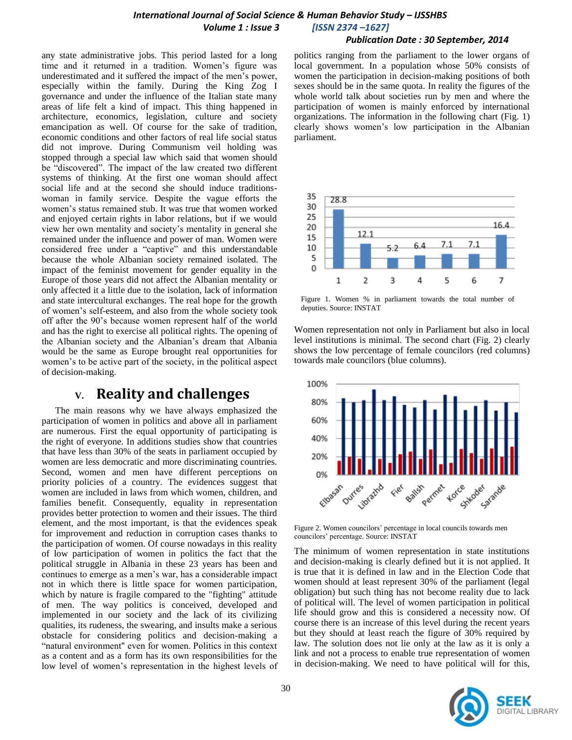any state administrative jobs. This period lasted for a long time and it returned in a tradition. Women's figure was underestimated and it suffered the impact of the men's power, especially within the family. During the King Zog I governance and under the influence of the Italian state many areas of life felt a kind of impact. This thing happened in architecture, economics, legislation, culture and society emancipation as well. Of course for the sake of tradition, economic conditions and other factors of real life social status did not improve. During Communism veil holding was stopped through a special law which said that women should be "discovered". The impact of the law created two different systems of thinking. At the first one woman should affect social life and at the second she should induce traditions-woman in family service. Despite the vague efforts the women's status remained stub. It was true that women worked and enjoyed certain rights in labor relations, but if we would view her own mentality and society's mentality in general she remained under the influence and power of man. Women were considered free under a "captive" and this understandable because the whole Albanian society remained isolated. The impact of the feminist movement for gender equality in the Europe of those years did not affect the Albanian mentality or only affected it a little due to the isolation, lack of information and state intercultural exchanges. The real hope for the growth of women's self-esteem, and also from the whole society took off after the 90's because women represent half of the world and has the right to exercise all political rights. The opening of the Albanian society and the Albanian's dream that Albania would be the same as Europe brought real opportunities for women's to be active part of the society, in the political aspect of decision-making.

## V. Reality and challenges

The main reasons why we have always emphasized the participation of women in politics and above all in parliament are numerous. First the equal opportunity of participating is the right of everyone. In additions studies show that countries that have less than 30% of the seats in parliament occupied by women are less democratic and more discriminating countries. Second, women and men have different perceptions on priority policies of a country. The evidences suggest that women are included in laws from which women, children, and families benefit. Consequently, equality in representation provides better protection to women and their issues. The third element, and the most important, is that the evidences speak for improvement and reduction in corruption cases thanks to the participation of women. Of course nowadays in this reality of low participation of women in politics the fact that the political struggle in Albania in these 23 years has been and continues to emerge as a men's war, has a considerable impact not in which there is little space for women participation, which by nature is fragile compared to the "fighting" attitude of men. The way politics is conceived, developed and implemented in our society and the lack of its civilizing qualities, its rudeness, the swearing, and insults make a serious obstacle for considering politics and decision-making a "natural environment" even for women. Politics in this context as a content and as a form has its own responsibilities for the low level of women's representation in the highest levels of politics ranging from the parliament to the lower organs of local government. In a population whose 50% consists of women the participation in decision-making positions of both sexes should be in the same quota. In reality the figures of the whole world talk about societies run by men and where the participation of women is mainly enforced by international organizations. The information in the following chart (Fig. 1) clearly shows women's low participation in the Albanian parliament.

Figure 1. Women % in parliament towards the total number of deputies. Source: INSTAT

Women representation not only in Parliament but also in local level institutions is minimal. The second chart (Fig. 2) clearly shows the low percentage of female councilors (red columns) towards male councilors (blue columns).

Figure 2. Women councilors' percentage in local councils towards men councilors' percentage. Source: INSTAT

The minimum of women representation in state institutions and decision-making is clearly defined but it is not applied. It is true that it is defined in law and in the Election Code that women should at least represent 30% of the parliament (legal obligation) but such thing has not become reality due to lack of political will. The level of women participation in political life should grow and this is considered a necessity now. Of course there is an increase of this level during the recent years but they should at least reach the figure of 30% required by law. The solution does not lie only at the law as it is only a link and not a process to enable true representation of women in decision-making. We need to have political will for this,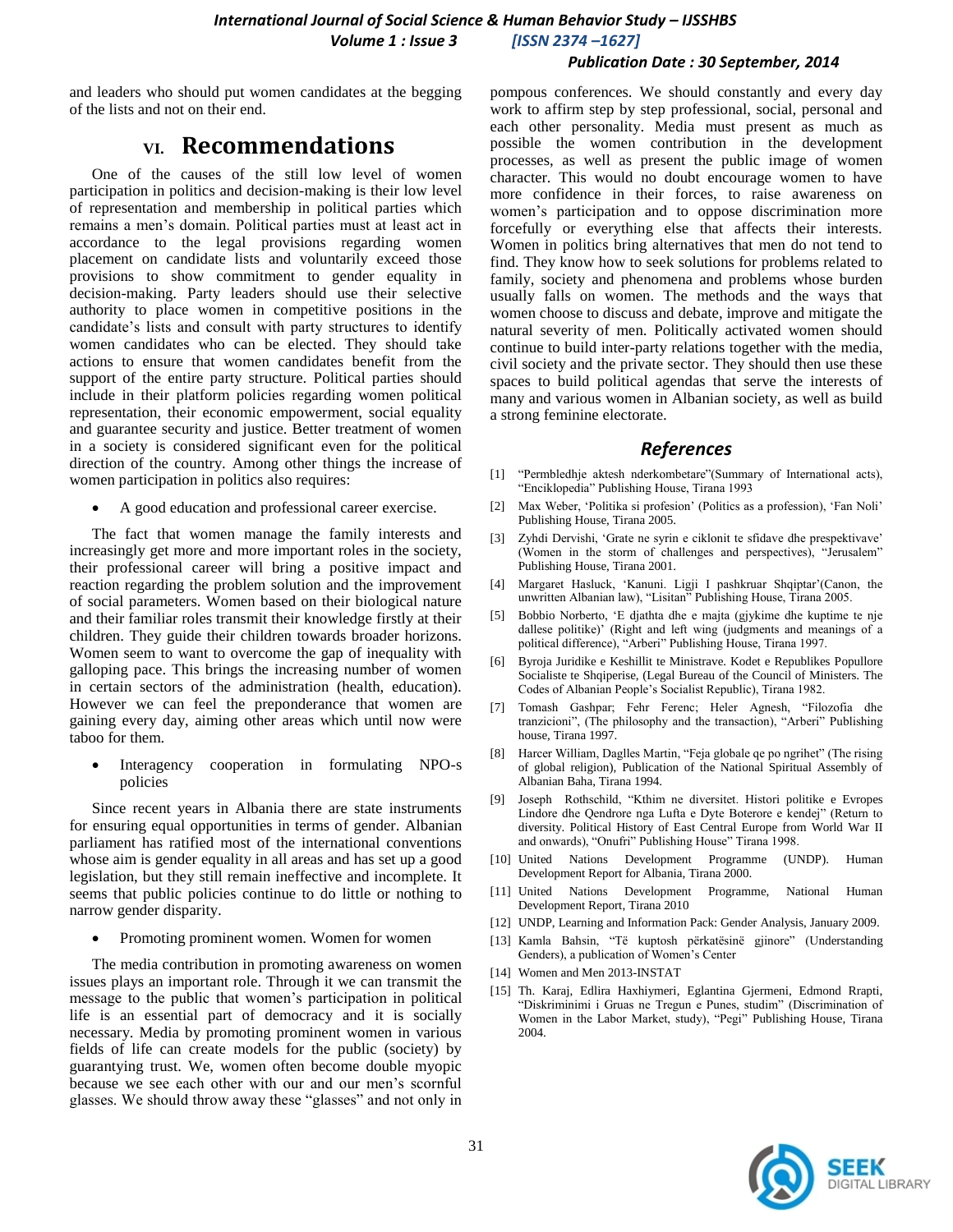and leaders who should put women candidates at the begging of the lists and not on their end.

## VI. Recommendations

One of the causes of the still low level of women participation in politics and decision-making is their low level of representation and membership in political parties which remains a men's domain. Political parties must at least act in accordance to the legal provisions regarding women placement on candidate lists and voluntarily exceed those provisions to show commitment to gender equality in decision-making. Party leaders should use their selective authority to place women in competitive positions in the candidate's lists and consult with party structures to identify women candidates who can be elected. They should take actions to ensure that women candidates benefit from the support of the entire party structure. Political parties should include in their platform policies regarding women political representation, their economic empowerment, social equality and guarantee security and justice. Better treatment of women in a society is considered significant even for the political direction of the country. Among other things the increase of women participation in politics also requires:

- A good education and professional career exercise.

The fact that women manage the family interests and increasingly get more and more important roles in the society, their professional career will bring a positive impact and reaction regarding the problem solution and the improvement of social parameters. Women based on their biological nature and their familiar roles transmit their knowledge firstly at their children. They guide their children towards broader horizons. Women seem to want to overcome the gap of inequality with galloping pace. This brings the increasing number of women in certain sectors of the administration (health, education). However we can feel the preponderance that women are gaining every day, aiming other areas which until now were taboo for them.

- Interagency cooperation in formulating NPO-s policies

Since recent years in Albania there are state instruments for ensuring equal opportunities in terms of gender. Albanian parliament has ratified most of the international conventions whose aim is gender equality in all areas and has set up a good legislation, but they still remain ineffective and incomplete. It seems that public policies continue to do little or nothing to narrow gender disparity.

- Promoting prominent women. Women for women

The media contribution in promoting awareness on women issues plays an important role. Through it we can transmit the message to the public that women's participation in political life is an essential part of democracy and it is socially necessary. Media by promoting prominent women in various fields of life can create models for the public (society) by guarantying trust. We, women often become double myopic because we see each other with our and our men's scornful glasses. We should throw away these "glasses" and not only in pompous conferences. We should constantly and every day work to affirm step by step professional, social, personal and each other personality. Media must present as much as possible the women contribution in the development processes, as well as present the public image of women character. This would no doubt encourage women to have more confidence in their forces, to raise awareness on women's participation and to oppose discrimination more forcefully or everything else that affects their interests. Women in politics bring alternatives that men do not tend to find. They know how to seek solutions for problems related to family, society and phenomena and problems whose burden usually falls on women. The methods and the ways that women choose to discuss and debate, improve and mitigate the natural severity of men. Politically activated women should continue to build inter-party relations together with the media, civil society and the private sector. They should then use these spaces to build political agendas that serve the interests of many and various women in Albanian society, as well as build a strong feminine electorate.

## *References*

[1] "Permbledhje aktesh nderkombetare"(Summary of International acts), "Enciklopedia" Publishing House, Tirana 1993

[2] Max Weber, 'Politika si profesion' (Politics as a profession), 'Fan Noli' Publishing House, Tirana 2005.

[3] Zyhdi Dervishi, 'Grate ne syrin e ciklonit te sfidave dhe prespektivave' (Women in the storm of challenges and perspectives), "Jerusalem" Publishing House, Tirana 2001.

[4] Margaret Hasluck, 'Kanuni. Ligji I pashkruar Shqiptar'(Canon, the unwritten Albanian law), "Lisitan" Publishing House, Tirana 2005.

[5] Bobbio Norberto, 'E djathta dhe e majta (gjykime dhe kuptime te nje dallese politike)' (Right and left wing (judgments and meanings of a political difference), "Arberi" Publishing House, Tirana 1997.

[6] Byroja Juridike e Keshillit te Ministrave. Kodet e Republikes Popullore Socialiste te Shqiperise, (Legal Bureau of the Council of Ministers. The Codes of Albanian People's Socialist Republic), Tirana 1982.

[7] Tomash Gashpar; Fehr Ferenc; Heler Agnesh, "Filozofia dhe tranzicioni", (The philosophy and the transaction), "Arberi" Publishing house, Tirana 1997.

[8] Harcer William, Daglles Martin, "Feja globale qe po ngrihet" (The rising of global religion), Publication of the National Spiritual Assembly of Albanian Baha, Tirana 1994.

[9] Joseph Rothschild, "Kthim ne diversitet. Histori politike e Evropes Lindore dhe Qendrore nga Lufta e Dyte Boterore e kendej" (Return to diversity. Political History of East Central Europe from World War II and onwards), "Onufri" Publishing House" Tirana 1998.

[10] United Nations Development Programme (UNDP). Human Development Report for Albania, Tirana 2000.

[11] United Nations Development Programme, National Human Development Report, Tirana 2010

[12] UNDP, Learning and Information Pack: Gender Analysis, January 2009.

[13] Kamla Bahsin, "Të kuptosh përkatësinë gjinore" (Understanding Genders), a publication of Women's Center

[14] Women and Men 2013-INSTAT

[15] Th. Karaj, Edlira Haxhiymeri, Eglantina Gjermeni, Edmond Rrapti, "Diskriminimi i Gruas ne Tregun e Punes, studim" (Discrimination of Women in the Labor Market, study), "Pegi" Publishing House, Tirana 2004.